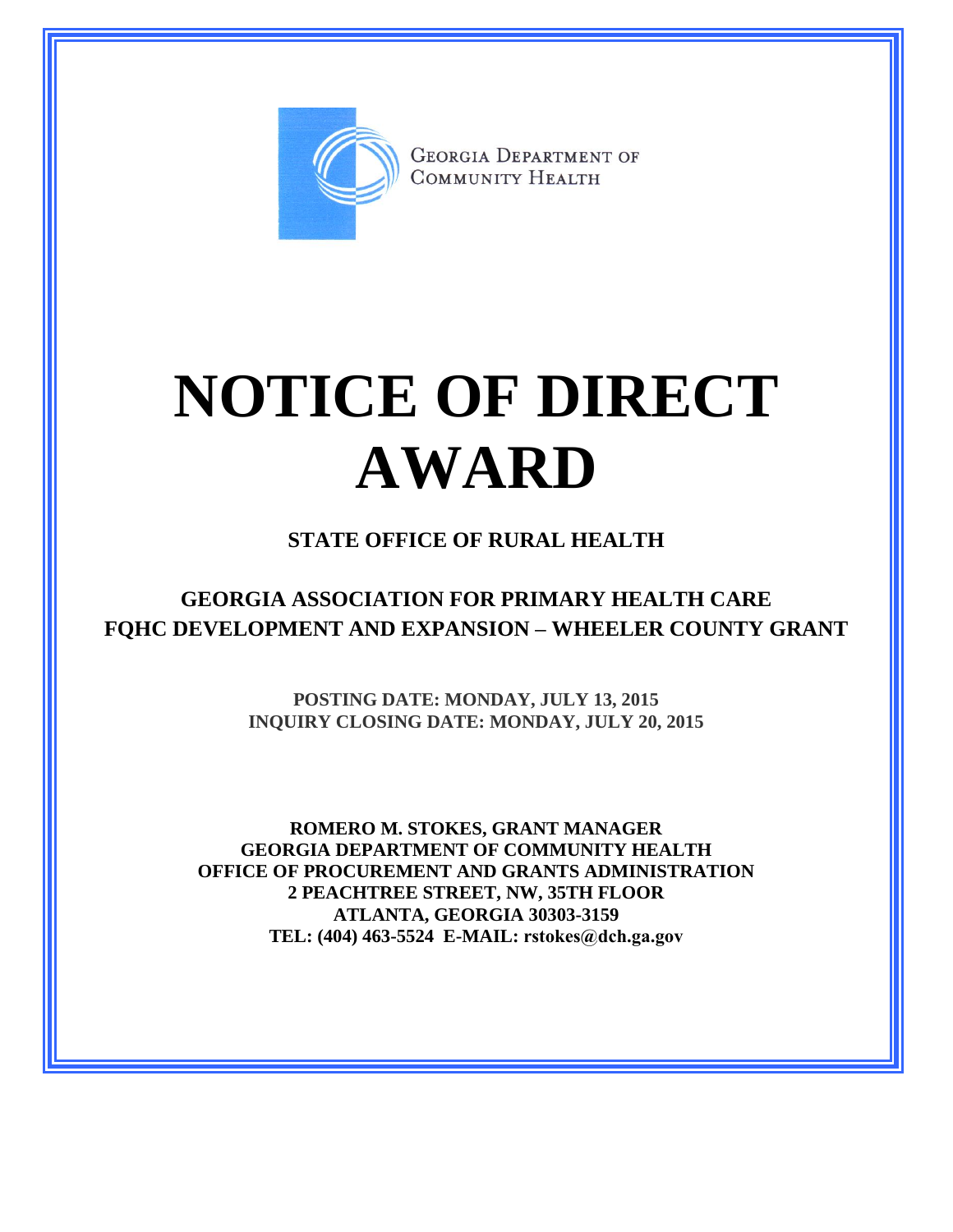GEORGIA DEPARTMENT OF COMMUNITY HEALTH

# NOTICE OF DIRECT AWARD

## STATE OFFICE OF RURAL HEALTH

## GEORGIA ASSOCIATION FOR PRIMARY HEALTH CARE
## FQHC DEVELOPMENT AND EXPANSION – WHEELER COUNTY GRANT

**POSTING DATE: MONDAY, JULY 13, 2015**
**INQUIRY CLOSING DATE: MONDAY, JULY 20, 2015**

**ROMERO M. STOKES, GRANT MANAGER**
**GEORGIA DEPARTMENT OF COMMUNITY HEALTH**
**OFFICE OF PROCUREMENT AND GRANTS ADMINISTRATION**
**2 PEACHTREE STREET, NW, 35TH FLOOR**
**ATLANTA, GEORGIA 30303-3159**
**TEL: (404) 463-5524 E-MAIL: rstokes@dch.ga.gov**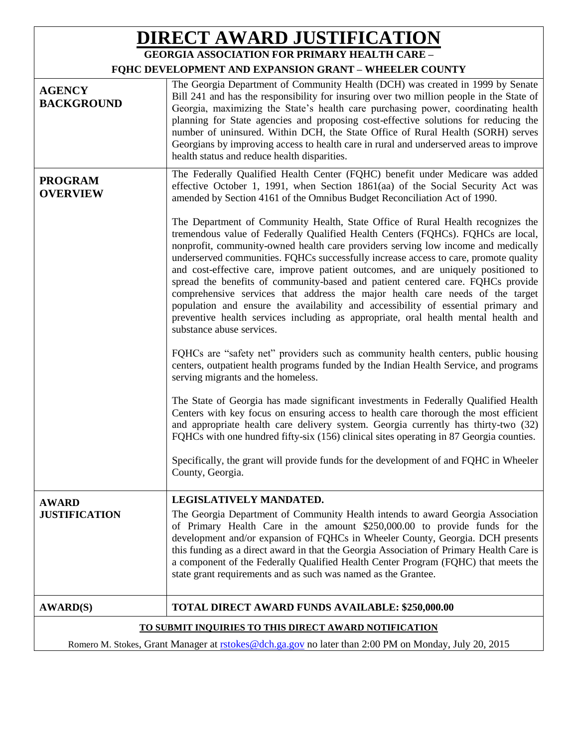# DIRECT AWARD JUSTIFICATION

**GEORGIA ASSOCIATION FOR PRIMARY HEALTH CARE –**

**FQHC DEVELOPMENT AND EXPANSION GRANT – WHEELER COUNTY**

| | |
|---|---|
| **AGENCY BACKGROUND** | The Georgia Department of Community Health (DCH) was created in 1999 by Senate Bill 241 and has the responsibility for insuring over two million people in the State of Georgia, maximizing the State's health care purchasing power, coordinating health planning for State agencies and proposing cost-effective solutions for reducing the number of uninsured. Within DCH, the State Office of Rural Health (SORH) serves Georgians by improving access to health care in rural and underserved areas to improve health status and reduce health disparities. |
| **PROGRAM OVERVIEW** | The Federally Qualified Health Center (FQHC) benefit under Medicare was added effective October 1, 1991, when Section 1861(aa) of the Social Security Act was amended by Section 4161 of the Omnibus Budget Reconciliation Act of 1990.<br><br>The Department of Community Health, State Office of Rural Health recognizes the tremendous value of Federally Qualified Health Centers (FQHCs). FQHCs are local, nonprofit, community-owned health care providers serving low income and medically underserved communities. FQHCs successfully increase access to care, promote quality and cost-effective care, improve patient outcomes, and are uniquely positioned to spread the benefits of community-based and patient centered care. FQHCs provide comprehensive services that address the major health care needs of the target population and ensure the availability and accessibility of essential primary and preventive health services including as appropriate, oral health mental health and substance abuse services.<br><br>FQHCs are "safety net" providers such as community health centers, public housing centers, outpatient health programs funded by the Indian Health Service, and programs serving migrants and the homeless.<br><br>The State of Georgia has made significant investments in Federally Qualified Health Centers with key focus on ensuring access to health care thorough the most efficient and appropriate health care delivery system. Georgia currently has thirty-two (32) FQHCs with one hundred fifty-six (156) clinical sites operating in 87 Georgia counties.<br><br>Specifically, the grant will provide funds for the development of and FQHC in Wheeler County, Georgia. |
| **AWARD JUSTIFICATION** | **LEGISLATIVELY MANDATED.**<br>The Georgia Department of Community Health intends to award Georgia Association of Primary Health Care in the amount \$250,000.00 to provide funds for the development and/or expansion of FQHCs in Wheeler County, Georgia. DCH presents this funding as a direct award in that the Georgia Association of Primary Health Care is a component of the Federally Qualified Health Center Program (FQHC) that meets the state grant requirements and as such was named as the Grantee. |
| **AWARD(S)** | **TOTAL DIRECT AWARD FUNDS AVAILABLE: \$250,000.00** |

**TO SUBMIT INQUIRIES TO THIS DIRECT AWARD NOTIFICATION**

Romero M. Stokes, Grant Manager at rstokes@dch.ga.gov no later than 2:00 PM on Monday, July 20, 2015